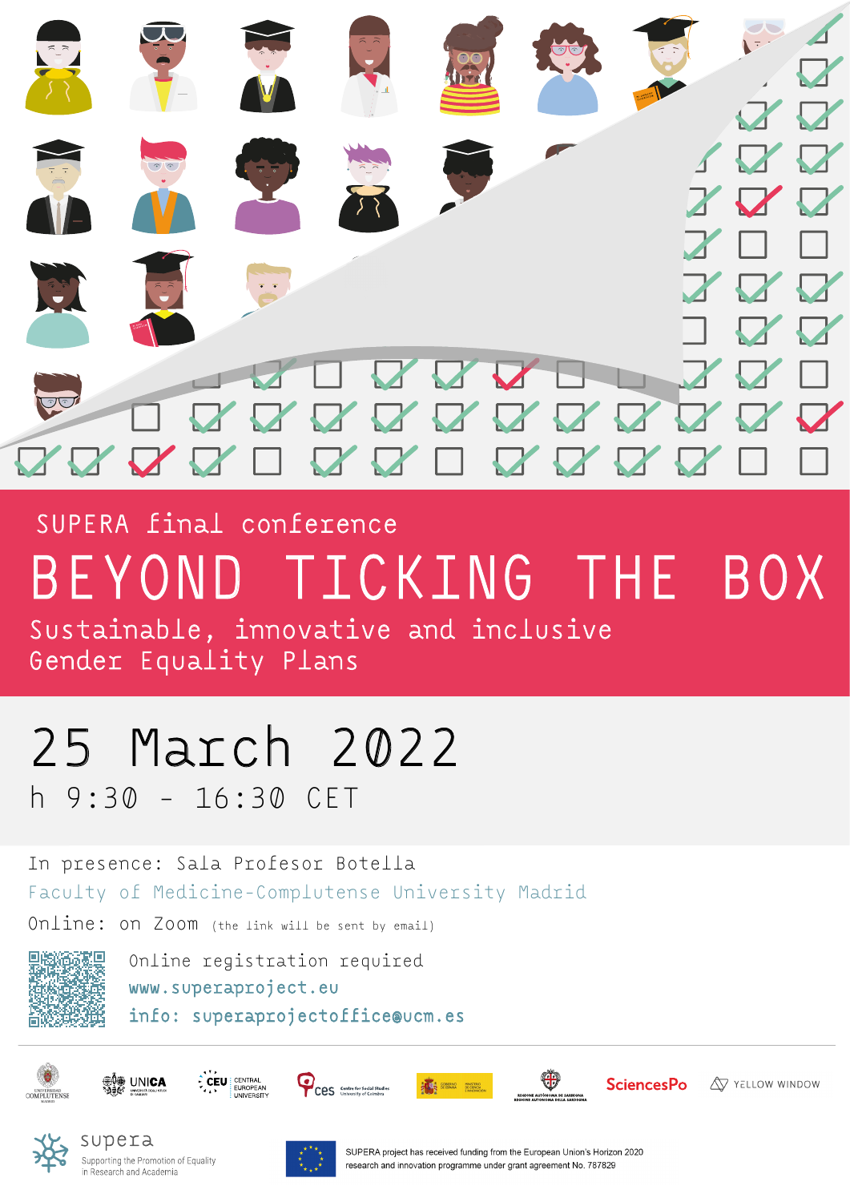SUPERA final conference

# BEYOND TICKING THE BOX

## Sustainable, innovative and inclusive Gender Equality Plans

## 25 March 2022

h 9:30 - 16:30 CET

In presence: Sala Profesor Botella

Faculty of Medicine-Complutense University Madrid

Online: on Zoom (the link will be sent by email)

Online registration required

www.superaproject.eu

info: superaprojectoffice@ucm.es

UNIVERSIDAD COMPLUTENSE MADRID · UNICA · CEU CENTRAL EUROPEAN UNIVERSITY · ces Centro de Estudos Sociais Universidade de Coimbra · GOBIERNO DE ESPAÑA MINISTERIO DE CIENCIA E INNOVACIÓN · REGIONE AUTÒNOMA DE SARDIGNA REGIONE AUTONOMA DELLA SARDEGNA · SciencesPo · YELLOW WINDOW

supera

Supporting the Promotion of Equality in Research and Academia

SUPERA project has received funding from the European Union's Horizon 2020 research and innovation programme under grant agreement No. 787829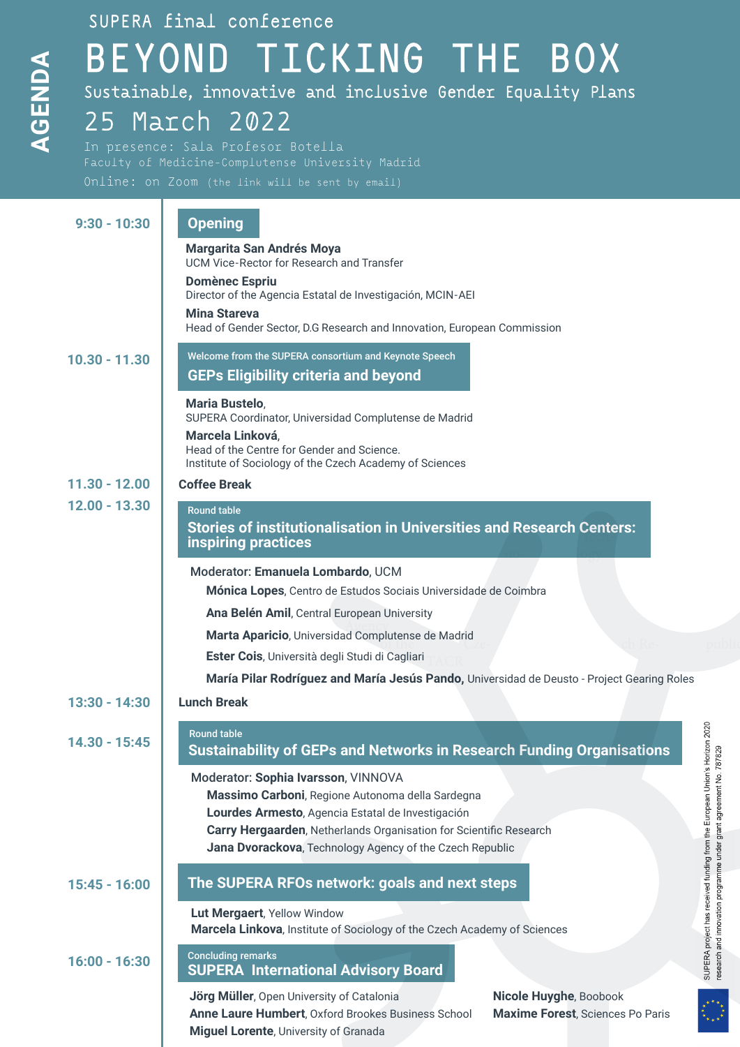**AGENDA**

SUPERA final conference

# BEYOND TICKING THE BOX

Sustainable, innovative and inclusive Gender Equality Plans

## 25 March 2022

In presence: Sala Profesor Botella
Faculty of Medicine-Complutense University Madrid
Online: on Zoom (the link will be sent by email)

---

**9:30 - 10:30**

### Opening

**Margarita San Andrés Moya**
UCM Vice-Rector for Research and Transfer

**Domènec Espriu**
Director of the Agencia Estatal de Investigación, MCIN-AEI

**Mina Stareva**
Head of Gender Sector, D.G Research and Innovation, European Commission

**10.30 - 11.30**

Welcome from the SUPERA consortium and Keynote Speech

### GEPs Eligibility criteria and beyond

**Maria Bustelo**,
SUPERA Coordinator, Universidad Complutense de Madrid

**Marcela Linková**,
Head of the Centre for Gender and Science.
Institute of Sociology of the Czech Academy of Sciences

**11.30 - 12.00**

**Coffee Break**

**12.00 - 13.30**

Round table

### Stories of institutionalisation in Universities and Research Centers: inspiring practices

Moderator: **Emanuela Lombardo**, UCM

- **Mónica Lopes**, Centro de Estudos Sociais Universidade de Coimbra
- **Ana Belén Amil**, Central European University
- **Marta Aparicio**, Universidad Complutense de Madrid
- **Ester Cois**, Università degli Studi di Cagliari
- **María Pilar Rodríguez and María Jesús Pando,** Universidad de Deusto - Project Gearing Roles

**13:30 - 14:30**

**Lunch Break**

**14.30 - 15:45**

Round table

### Sustainability of GEPs and Networks in Research Funding Organisations

Moderator: **Sophia Ivarsson**, VINNOVA

- **Massimo Carboni**, Regione Autonoma della Sardegna
- **Lourdes Armesto**, Agencia Estatal de Investigación
- **Carry Hergaarden**, Netherlands Organisation for Scientific Research
- **Jana Dvorackova**, Technology Agency of the Czech Republic

**15:45 - 16:00**

### The SUPERA RFOs network: goals and next steps

**Lut Mergaert**, Yellow Window
**Marcela Linkova**, Institute of Sociology of the Czech Academy of Sciences

**16:00 - 16:30**

Concluding remarks

### SUPERA International Advisory Board

**Jörg Müller**, Open University of Catalonia
**Anne Laure Humbert**, Oxford Brookes Business School
**Miguel Lorente**, University of Granada
**Nicole Huyghe**, Boobook
**Maxime Forest**, Sciences Po Paris

SUPERA project has received funding from the European Union's Horizon 2020 research and innovation programme under grant agreement No. 787829